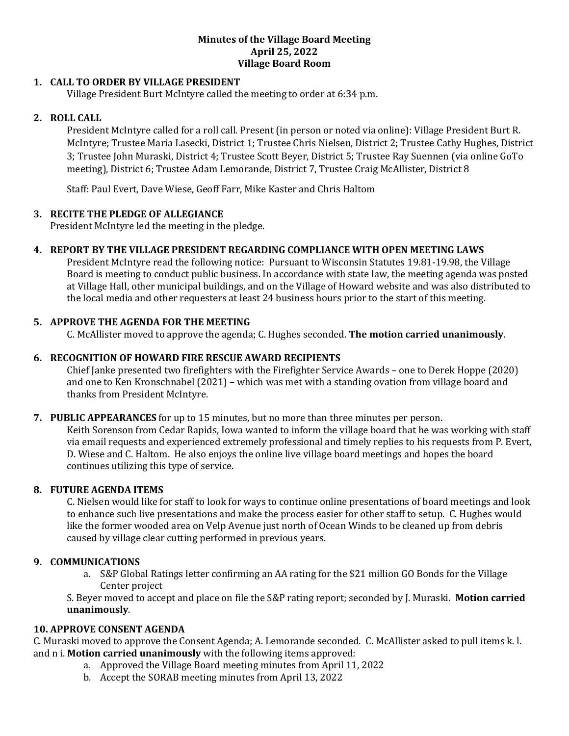**Minutes of the Village Board Meeting**
**April 25, 2022**
**Village Board Room**

## 1. CALL TO ORDER BY VILLAGE PRESIDENT

Village President Burt McIntyre called the meeting to order at 6:34 p.m.

## 2. ROLL CALL

President McIntyre called for a roll call. Present (in person or noted via online): Village President Burt R. McIntyre; Trustee Maria Lasecki, District 1; Trustee Chris Nielsen, District 2; Trustee Cathy Hughes, District 3; Trustee John Muraski, District 4; Trustee Scott Beyer, District 5; Trustee Ray Suennen (via online GoTo meeting), District 6; Trustee Adam Lemorande, District 7, Trustee Craig McAllister, District 8

Staff: Paul Evert, Dave Wiese, Geoff Farr, Mike Kaster and Chris Haltom

## 3. RECITE THE PLEDGE OF ALLEGIANCE

President McIntyre led the meeting in the pledge.

## 4. REPORT BY THE VILLAGE PRESIDENT REGARDING COMPLIANCE WITH OPEN MEETING LAWS

President McIntyre read the following notice: Pursuant to Wisconsin Statutes 19.81-19.98, the Village Board is meeting to conduct public business. In accordance with state law, the meeting agenda was posted at Village Hall, other municipal buildings, and on the Village of Howard website and was also distributed to the local media and other requesters at least 24 business hours prior to the start of this meeting.

## 5. APPROVE THE AGENDA FOR THE MEETING

C. McAllister moved to approve the agenda; C. Hughes seconded. **The motion carried unanimously**.

## 6. RECOGNITION OF HOWARD FIRE RESCUE AWARD RECIPIENTS

Chief Janke presented two firefighters with the Firefighter Service Awards – one to Derek Hoppe (2020) and one to Ken Kronschnabel (2021) – which was met with a standing ovation from village board and thanks from President McIntyre.

## 7. PUBLIC APPEARANCES for up to 15 minutes, but no more than three minutes per person.

Keith Sorenson from Cedar Rapids, Iowa wanted to inform the village board that he was working with staff via email requests and experienced extremely professional and timely replies to his requests from P. Evert, D. Wiese and C. Haltom. He also enjoys the online live village board meetings and hopes the board continues utilizing this type of service.

## 8. FUTURE AGENDA ITEMS

C. Nielsen would like for staff to look for ways to continue online presentations of board meetings and look to enhance such live presentations and make the process easier for other staff to setup. C. Hughes would like the former wooded area on Velp Avenue just north of Ocean Winds to be cleaned up from debris caused by village clear cutting performed in previous years.

## 9. COMMUNICATIONS

a. S&P Global Ratings letter confirming an AA rating for the $21 million GO Bonds for the Village Center project

S. Beyer moved to accept and place on file the S&P rating report; seconded by J. Muraski. **Motion carried unanimously**.

## 10. APPROVE CONSENT AGENDA

C. Muraski moved to approve the Consent Agenda; A. Lemorande seconded. C. McAllister asked to pull items k. l. and n i. **Motion carried unanimously** with the following items approved:

a. Approved the Village Board meeting minutes from April 11, 2022
b. Accept the SORAB meeting minutes from April 13, 2022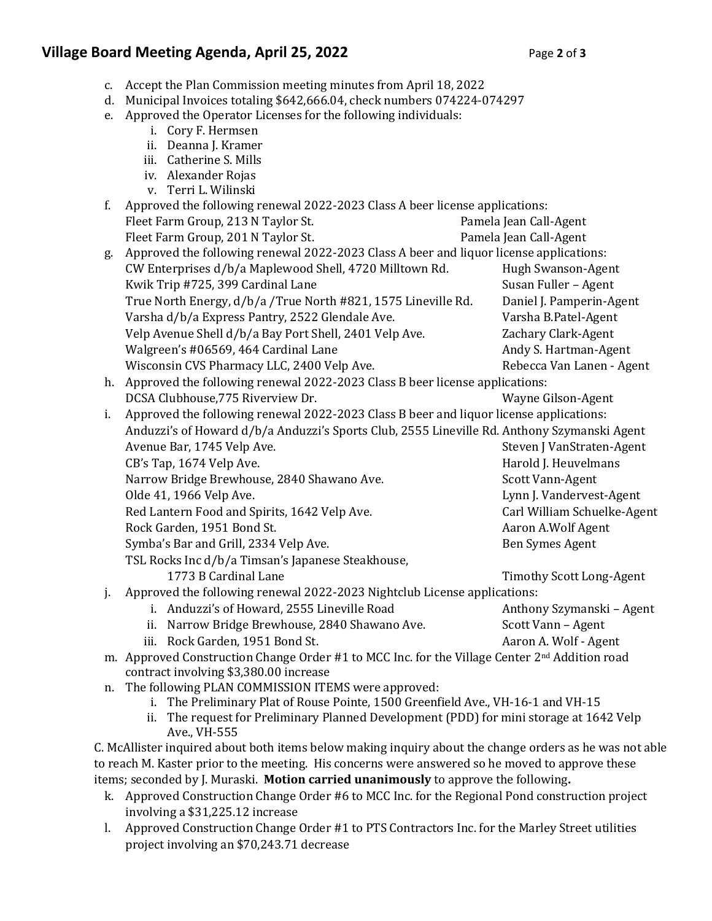c. Accept the Plan Commission meeting minutes from April 18, 2022
d. Municipal Invoices totaling $642,666.04, check numbers 074224-074297
e. Approved the Operator Licenses for the following individuals:
   i. Cory F. Hermsen
   ii. Deanna J. Kramer
   iii. Catherine S. Mills
   iv. Alexander Rojas
   v. Terri L. Wilinski
f. Approved the following renewal 2022-2023 Class A beer license applications:
   Fleet Farm Group, 213 N Taylor St. — Pamela Jean Call-Agent
   Fleet Farm Group, 201 N Taylor St. — Pamela Jean Call-Agent
g. Approved the following renewal 2022-2023 Class A beer and liquor license applications:
   CW Enterprises d/b/a Maplewood Shell, 4720 Milltown Rd. — Hugh Swanson-Agent
   Kwik Trip #725, 399 Cardinal Lane — Susan Fuller – Agent
   True North Energy, d/b/a /True North #821, 1575 Lineville Rd. — Daniel J. Pamperin-Agent
   Varsha d/b/a Express Pantry, 2522 Glendale Ave. — Varsha B.Patel-Agent
   Velp Avenue Shell d/b/a Bay Port Shell, 2401 Velp Ave. — Zachary Clark-Agent
   Walgreen's #06569, 464 Cardinal Lane — Andy S. Hartman-Agent
   Wisconsin CVS Pharmacy LLC, 2400 Velp Ave. — Rebecca Van Lanen - Agent
h. Approved the following renewal 2022-2023 Class B beer license applications:
   DCSA Clubhouse,775 Riverview Dr. — Wayne Gilson-Agent
i. Approved the following renewal 2022-2023 Class B beer and liquor license applications:
   Anduzzi's of Howard d/b/a Anduzzi's Sports Club, 2555 Lineville Rd. — Anthony Szymanski Agent
   Avenue Bar, 1745 Velp Ave. — Steven J VanStraten-Agent
   CB's Tap, 1674 Velp Ave. — Harold J. Heuvelmans
   Narrow Bridge Brewhouse, 2840 Shawano Ave. — Scott Vann-Agent
   Olde 41, 1966 Velp Ave. — Lynn J. Vandervest-Agent
   Red Lantern Food and Spirits, 1642 Velp Ave. — Carl William Schuelke-Agent
   Rock Garden, 1951 Bond St. — Aaron A.Wolf Agent
   Symba's Bar and Grill, 2334 Velp Ave. — Ben Symes Agent
   TSL Rocks Inc d/b/a Timsan's Japanese Steakhouse, 1773 B Cardinal Lane — Timothy Scott Long-Agent
j. Approved the following renewal 2022-2023 Nightclub License applications:
   i. Anduzzi's of Howard, 2555 Lineville Road — Anthony Szymanski – Agent
   ii. Narrow Bridge Brewhouse, 2840 Shawano Ave. — Scott Vann – Agent
   iii. Rock Garden, 1951 Bond St. — Aaron A. Wolf - Agent
m. Approved Construction Change Order #1 to MCC Inc. for the Village Center 2nd Addition road contract involving $3,380.00 increase
n. The following PLAN COMMISSION ITEMS were approved:
   i. The Preliminary Plat of Rouse Pointe, 1500 Greenfield Ave., VH-16-1 and VH-15
   ii. The request for Preliminary Planned Development (PDD) for mini storage at 1642 Velp Ave., VH-555

C. McAllister inquired about both items below making inquiry about the change orders as he was not able to reach M. Kaster prior to the meeting. His concerns were answered so he moved to approve these items; seconded by J. Muraski. **Motion carried unanimously** to approve the following**.**

k. Approved Construction Change Order #6 to MCC Inc. for the Regional Pond construction project involving a $31,225.12 increase
l. Approved Construction Change Order #1 to PTS Contractors Inc. for the Marley Street utilities project involving an $70,243.71 decrease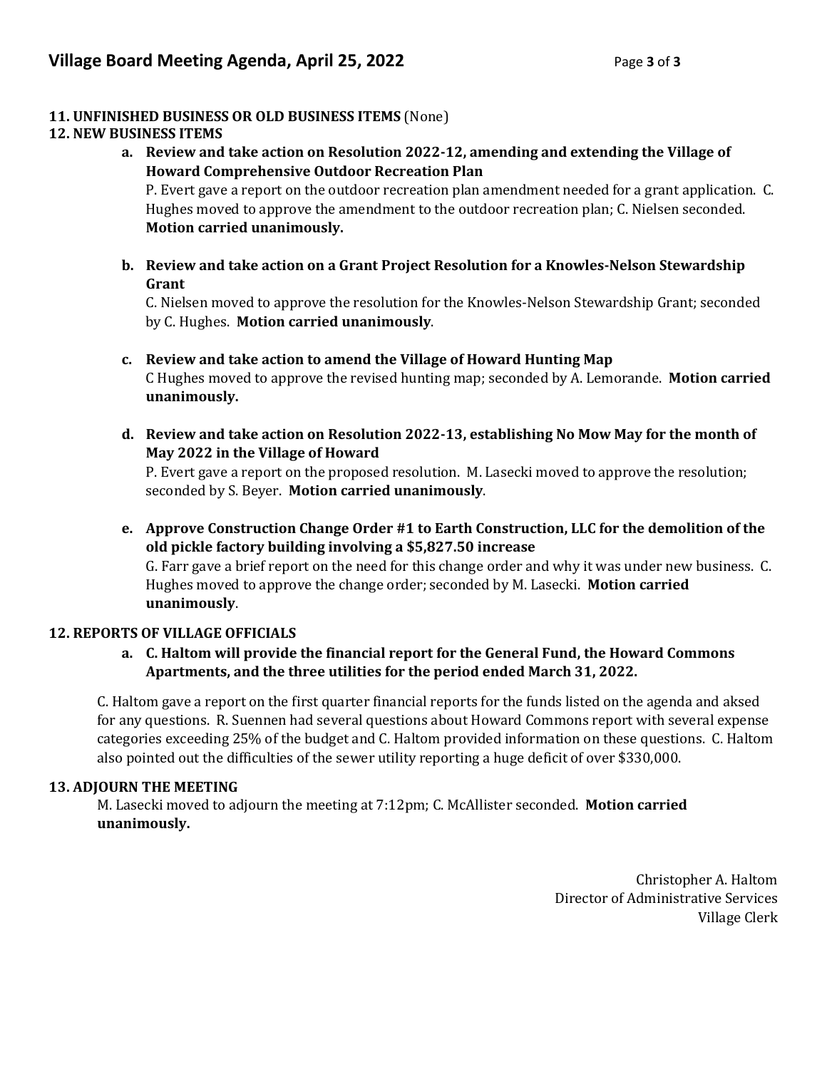**11. UNFINISHED BUSINESS OR OLD BUSINESS ITEMS** (None)

**12. NEW BUSINESS ITEMS**

a. **Review and take action on Resolution 2022-12, amending and extending the Village of Howard Comprehensive Outdoor Recreation Plan**
P. Evert gave a report on the outdoor recreation plan amendment needed for a grant application. C. Hughes moved to approve the amendment to the outdoor recreation plan; C. Nielsen seconded. **Motion carried unanimously.**

b. **Review and take action on a Grant Project Resolution for a Knowles-Nelson Stewardship Grant**
C. Nielsen moved to approve the resolution for the Knowles-Nelson Stewardship Grant; seconded by C. Hughes. **Motion carried unanimously**.

c. **Review and take action to amend the Village of Howard Hunting Map**
C Hughes moved to approve the revised hunting map; seconded by A. Lemorande. **Motion carried unanimously.**

d. **Review and take action on Resolution 2022-13, establishing No Mow May for the month of May 2022 in the Village of Howard**
P. Evert gave a report on the proposed resolution. M. Lasecki moved to approve the resolution; seconded by S. Beyer. **Motion carried unanimously**.

e. **Approve Construction Change Order #1 to Earth Construction, LLC for the demolition of the old pickle factory building involving a $5,827.50 increase**
G. Farr gave a brief report on the need for this change order and why it was under new business. C. Hughes moved to approve the change order; seconded by M. Lasecki. **Motion carried unanimously**.

**12. REPORTS OF VILLAGE OFFICIALS**

a. **C. Haltom will provide the financial report for the General Fund, the Howard Commons Apartments, and the three utilities for the period ended March 31, 2022.**

C. Haltom gave a report on the first quarter financial reports for the funds listed on the agenda and aksed for any questions. R. Suennen had several questions about Howard Commons report with several expense categories exceeding 25% of the budget and C. Haltom provided information on these questions. C. Haltom also pointed out the difficulties of the sewer utility reporting a huge deficit of over $330,000.

**13. ADJOURN THE MEETING**

M. Lasecki moved to adjourn the meeting at 7:12pm; C. McAllister seconded. **Motion carried unanimously.**

Christopher A. Haltom
Director of Administrative Services
Village Clerk